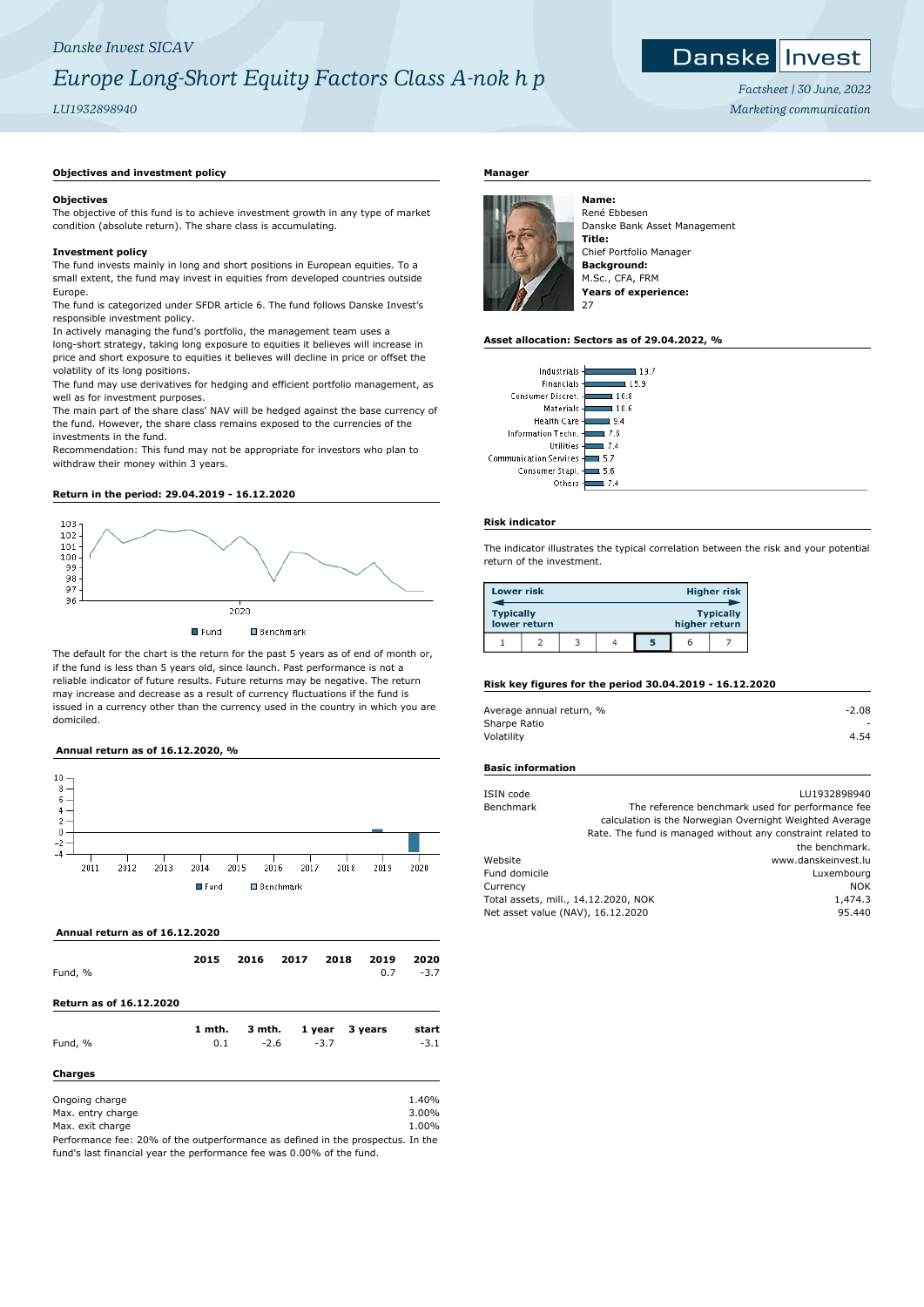*Danske Invest SICAV*

# *Europe Long-Short Equity Factors Class A-nok h p*

*LU1932898940*

*Factsheet | 30 June, 2022*
*Marketing communication*

## Objectives and investment policy

### Objectives

The objective of this fund is to achieve investment growth in any type of market condition (absolute return). The share class is accumulating.

### Investment policy

The fund invests mainly in long and short positions in European equities. To a small extent, the fund may invest in equities from developed countries outside Europe.

The fund is categorized under SFDR article 6. The fund follows Danske Invest's responsible investment policy.

In actively managing the fund's portfolio, the management team uses a long-short strategy, taking long exposure to equities it believes will increase in price and short exposure to equities it believes will decline in price or offset the volatility of its long positions.

The fund may use derivatives for hedging and efficient portfolio management, as well as for investment purposes.

The main part of the share class' NAV will be hedged against the base currency of the fund. However, the share class remains exposed to the currencies of the investments in the fund.

Recommendation: This fund may not be appropriate for investors who plan to withdraw their money within 3 years.

## Return in the period: 29.04.2019 - 16.12.2020

Fund  Benchmark

The default for the chart is the return for the past 5 years as of end of month or, if the fund is less than 5 years old, since launch. Past performance is not a reliable indicator of future results. Future returns may be negative. The return may increase and decrease as a result of currency fluctuations if the fund is issued in a currency other than the currency used in the country in which you are domiciled.

## Annual return as of 16.12.2020, %

Fund  Benchmark

## Annual return as of 16.12.2020

| | 2015 | 2016 | 2017 | 2018 | 2019 | 2020 |
|---|---|---|---|---|---|---|
| Fund, % | | | | | 0.7 | -3.7 |

## Return as of 16.12.2020

| | 1 mth. | 3 mth. | 1 year | 3 years | start |
|---|---|---|---|---|---|
| Fund, % | 0.1 | -2.6 | -3.7 | | -3.1 |

## Charges

| | |
|---|---|
| Ongoing charge | 1.40% |
| Max. entry charge | 3.00% |
| Max. exit charge | 1.00% |

Performance fee: 20% of the outperformance as defined in the prospectus. In the fund's last financial year the performance fee was 0.00% of the fund.

## Manager

**Name:**
René Ebbesen
Danske Bank Asset Management
**Title:**
Chief Portfolio Manager
**Background:**
M.Sc., CFA, FRM
**Years of experience:**
27

## Asset allocation: Sectors as of 29.04.2022, %

| Sector | % |
|---|---|
| Industrials | 19.7 |
| Financials | 15.9 |
| Consumer Discret. | 10.8 |
| Materials | 10.6 |
| Health Care | 9.4 |
| Information Techn. | 7.6 |
| Utilities | 7.4 |
| Communication Services | 5.7 |
| Consumer Stapl. | 5.6 |
| Others | 7.4 |

## Risk indicator

The indicator illustrates the typical correlation between the risk and your potential return of the investment.

| Lower risk | | | | | | Higher risk |
|---|---|---|---|---|---|---|
| Typically lower return | | | | | | Typically higher return |
| 1 | 2 | 3 | 4 | **5** | 6 | 7 |

## Risk key figures for the period 30.04.2019 - 16.12.2020

| | |
|---|---|
| Average annual return, % | -2.08 |
| Sharpe Ratio | - |
| Volatility | 4.54 |

## Basic information

| | |
|---|---|
| ISIN code | LU1932898940 |
| Benchmark | The reference benchmark used for performance fee calculation is the Norwegian Overnight Weighted Average Rate. The fund is managed without any constraint related to the benchmark. |
| Website | www.danskeinvest.lu |
| Fund domicile | Luxembourg |
| Currency | NOK |
| Total assets, mill., 14.12.2020, NOK | 1,474.3 |
| Net asset value (NAV), 16.12.2020 | 95.440 |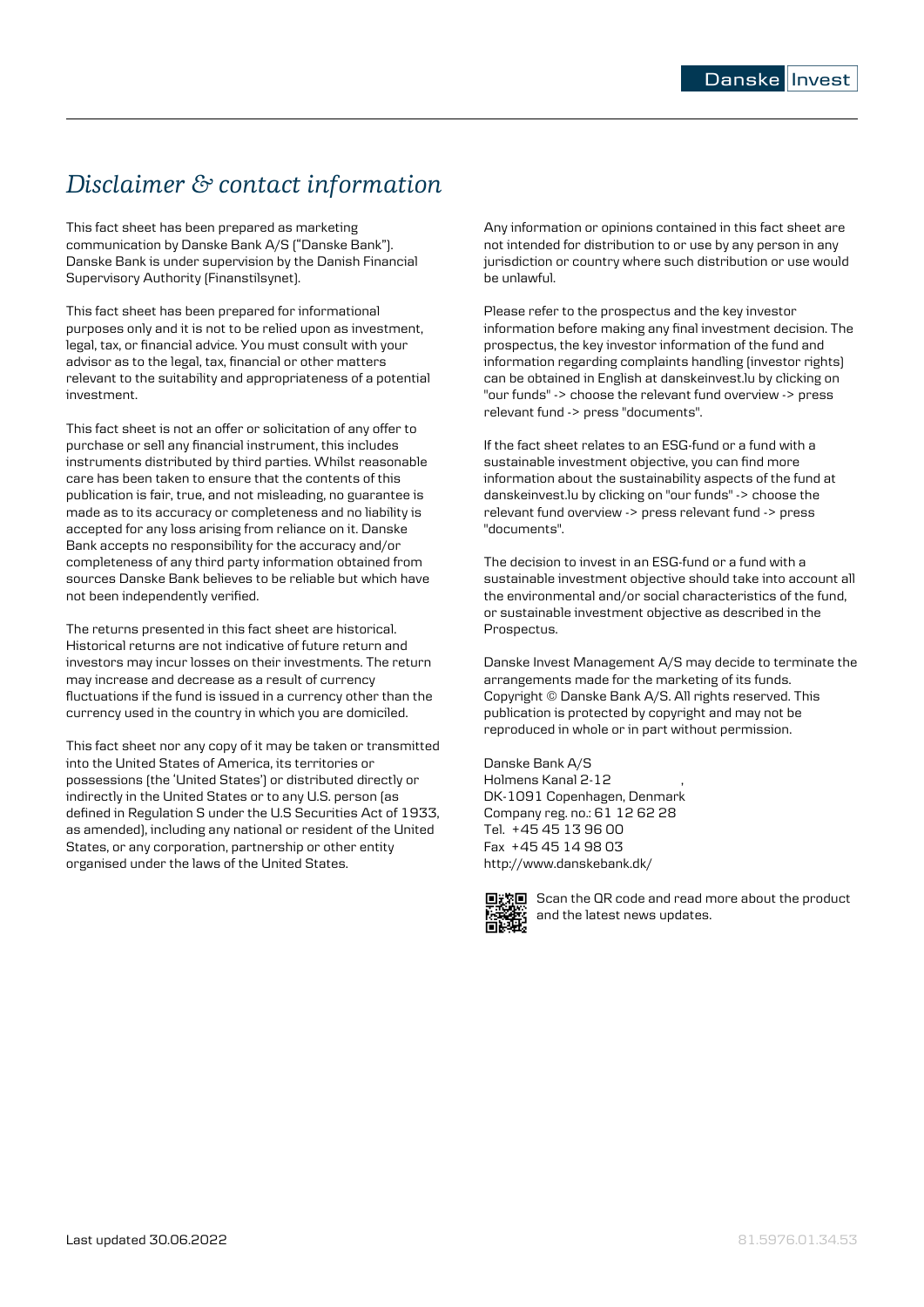# *Disclaimer & contact information*

This fact sheet has been prepared as marketing communication by Danske Bank A/S ("Danske Bank"). Danske Bank is under supervision by the Danish Financial Supervisory Authority (Finanstilsynet).

This fact sheet has been prepared for informational purposes only and it is not to be relied upon as investment, legal, tax, or financial advice. You must consult with your advisor as to the legal, tax, financial or other matters relevant to the suitability and appropriateness of a potential investment.

This fact sheet is not an offer or solicitation of any offer to purchase or sell any financial instrument, this includes instruments distributed by third parties. Whilst reasonable care has been taken to ensure that the contents of this publication is fair, true, and not misleading, no guarantee is made as to its accuracy or completeness and no liability is accepted for any loss arising from reliance on it. Danske Bank accepts no responsibility for the accuracy and/or completeness of any third party information obtained from sources Danske Bank believes to be reliable but which have not been independently verified.

The returns presented in this fact sheet are historical. Historical returns are not indicative of future return and investors may incur losses on their investments. The return may increase and decrease as a result of currency fluctuations if the fund is issued in a currency other than the currency used in the country in which you are domiciled.

This fact sheet nor any copy of it may be taken or transmitted into the United States of America, its territories or possessions (the 'United States') or distributed directly or indirectly in the United States or to any U.S. person (as defined in Regulation S under the U.S Securities Act of 1933, as amended), including any national or resident of the United States, or any corporation, partnership or other entity organised under the laws of the United States.

Any information or opinions contained in this fact sheet are not intended for distribution to or use by any person in any jurisdiction or country where such distribution or use would be unlawful.

Please refer to the prospectus and the key investor information before making any final investment decision. The prospectus, the key investor information of the fund and information regarding complaints handling (investor rights) can be obtained in English at danskeinvest.lu by clicking on "our funds" -> choose the relevant fund overview -> press relevant fund -> press "documents".

If the fact sheet relates to an ESG-fund or a fund with a sustainable investment objective, you can find more information about the sustainability aspects of the fund at danskeinvest.lu by clicking on "our funds" -> choose the relevant fund overview -> press relevant fund -> press "documents".

The decision to invest in an ESG-fund or a fund with a sustainable investment objective should take into account all the environmental and/or social characteristics of the fund, or sustainable investment objective as described in the Prospectus.

Danske Invest Management A/S may decide to terminate the arrangements made for the marketing of its funds. Copyright © Danske Bank A/S. All rights reserved. This publication is protected by copyright and may not be reproduced in whole or in part without permission.

Danske Bank A/S
Holmens Kanal 2-12 ,
DK-1091 Copenhagen, Denmark
Company reg. no.: 61 12 62 28
Tel. +45 45 13 96 00
Fax +45 45 14 98 03
http://www.danskebank.dk/

Scan the QR code and read more about the product and the latest news updates.

Last updated 30.06.2022